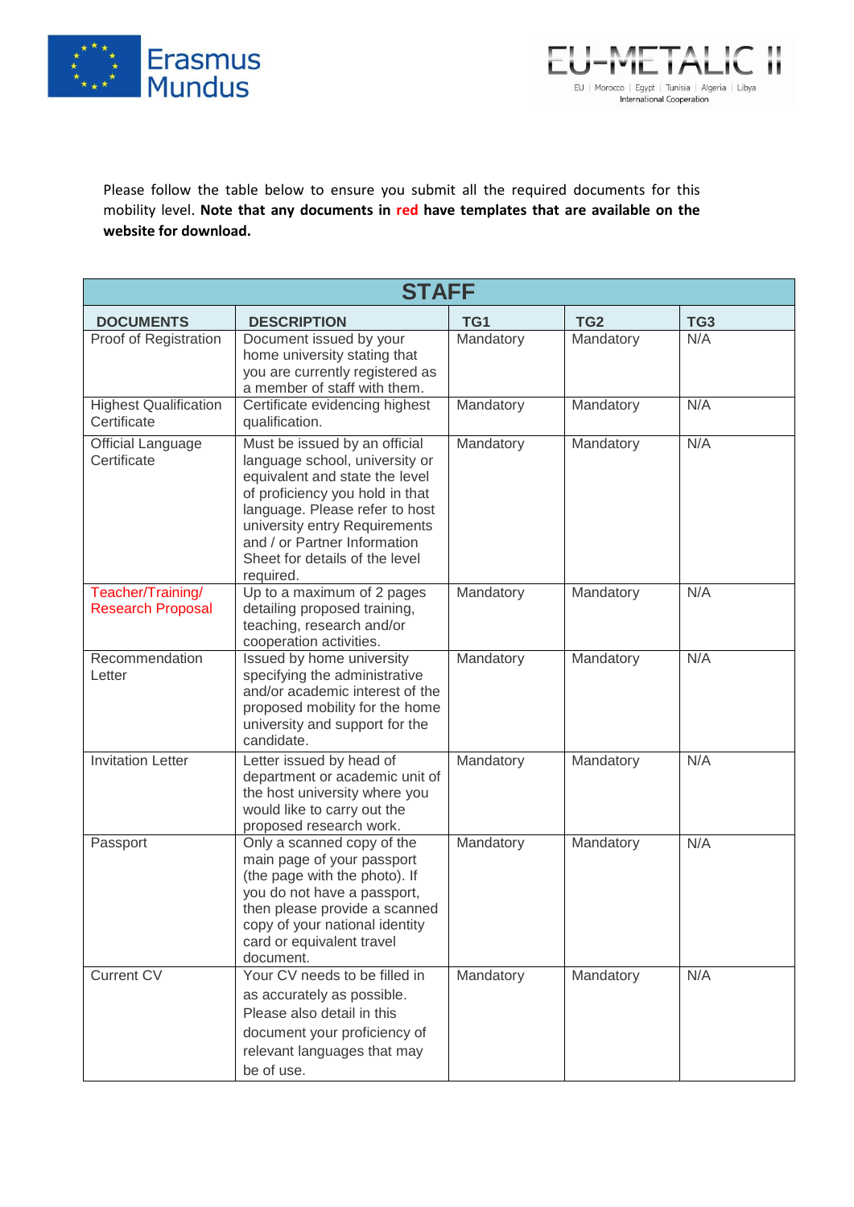Please follow the table below to ensure you submit all the required documents for this mobility level. **Note that any documents in red have templates that are available on the website for download.**

| STAFF | | | | |
|---|---|---|---|---|
| **DOCUMENTS** | **DESCRIPTION** | **TG1** | **TG2** | **TG3** |
| Proof of Registration | Document issued by your home university stating that you are currently registered as a member of staff with them. | Mandatory | Mandatory | N/A |
| Highest Qualification Certificate | Certificate evidencing highest qualification. | Mandatory | Mandatory | N/A |
| Official Language Certificate | Must be issued by an official language school, university or equivalent and state the level of proficiency you hold in that language. Please refer to host university entry Requirements and / or Partner Information Sheet for details of the level required. | Mandatory | Mandatory | N/A |
| Teacher/Training/ Research Proposal | Up to a maximum of 2 pages detailing proposed training, teaching, research and/or cooperation activities. | Mandatory | Mandatory | N/A |
| Recommendation Letter | Issued by home university specifying the administrative and/or academic interest of the proposed mobility for the home university and support for the candidate. | Mandatory | Mandatory | N/A |
| Invitation Letter | Letter issued by head of department or academic unit of the host university where you would like to carry out the proposed research work. | Mandatory | Mandatory | N/A |
| Passport | Only a scanned copy of the main page of your passport (the page with the photo). If you do not have a passport, then please provide a scanned copy of your national identity card or equivalent travel document. | Mandatory | Mandatory | N/A |
| Current CV | Your CV needs to be filled in as accurately as possible. Please also detail in this document your proficiency of relevant languages that may be of use. | Mandatory | Mandatory | N/A |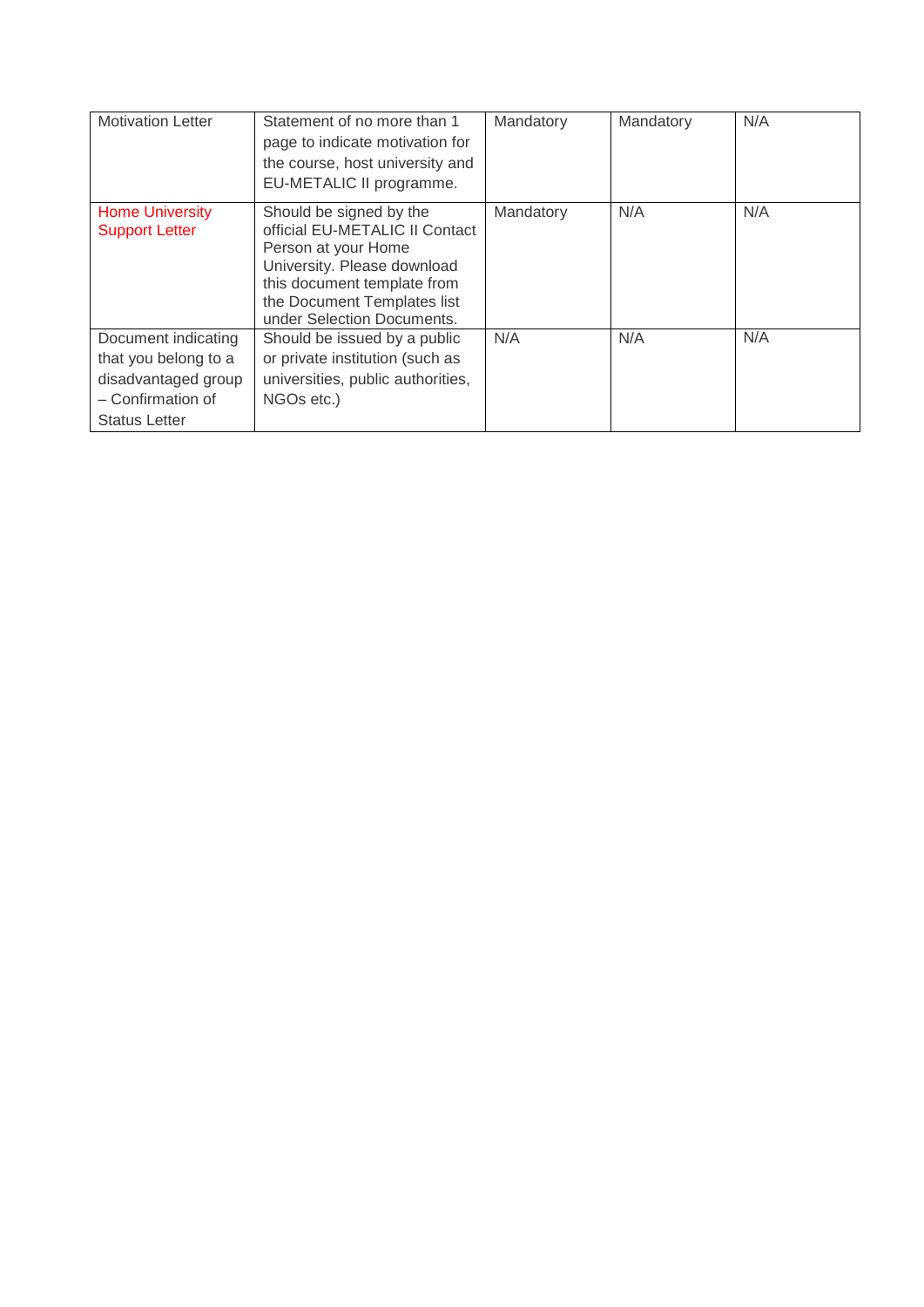| | | | | |
|---|---|---|---|---|
| Motivation Letter | Statement of no more than 1 page to indicate motivation for the course, host university and EU-METALIC II programme. | Mandatory | Mandatory | N/A |
| Home University Support Letter | Should be signed by the official EU-METALIC II Contact Person at your Home University. Please download this document template from the Document Templates list under Selection Documents. | Mandatory | N/A | N/A |
| Document indicating that you belong to a disadvantaged group – Confirmation of Status Letter | Should be issued by a public or private institution (such as universities, public authorities, NGOs etc.) | N/A | N/A | N/A |